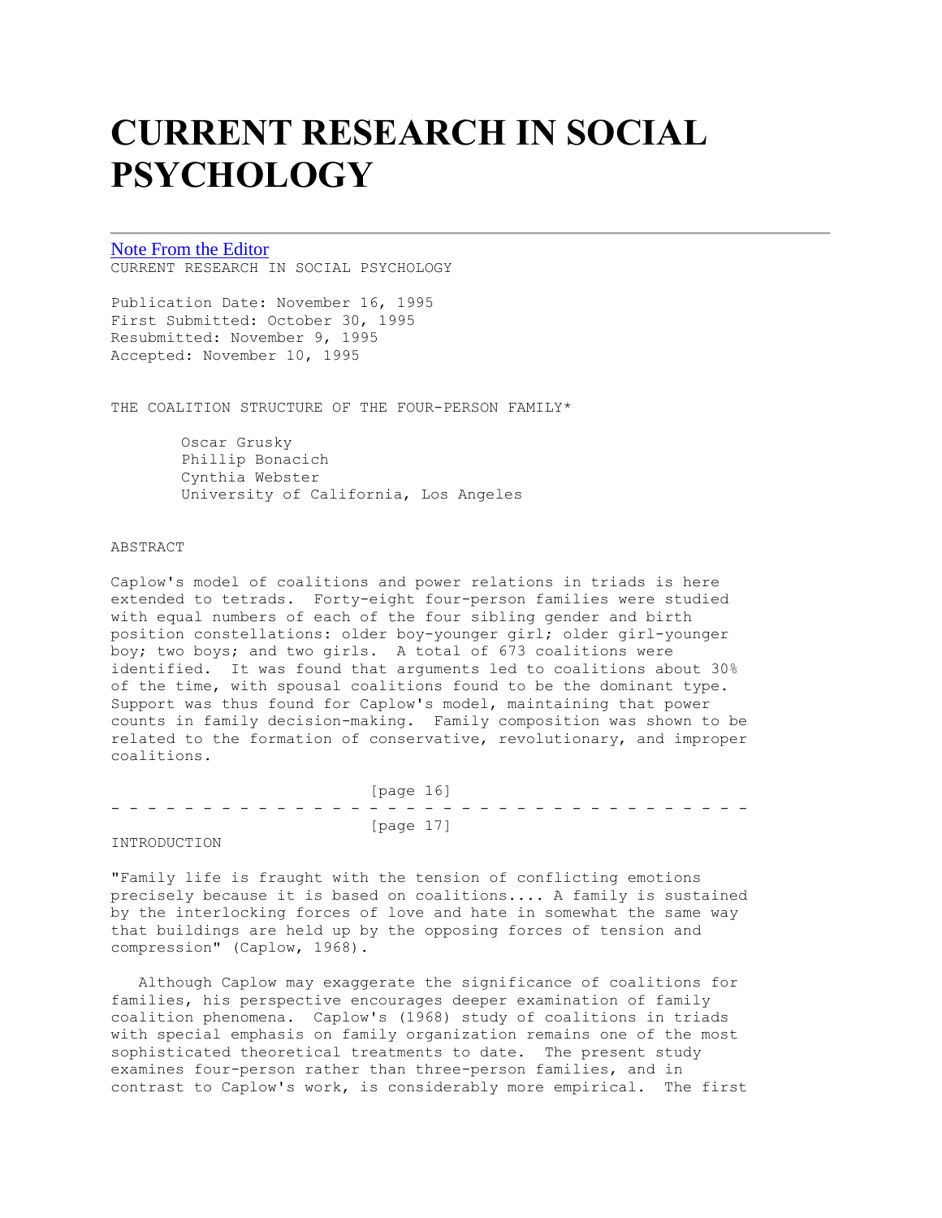# CURRENT RESEARCH IN SOCIAL PSYCHOLOGY

Note From the Editor

CURRENT RESEARCH IN SOCIAL PSYCHOLOGY

Publication Date: November 16, 1995
First Submitted: October 30, 1995
Resubmitted: November 9, 1995
Accepted: November 10, 1995

THE COALITION STRUCTURE OF THE FOUR-PERSON FAMILY*

Oscar Grusky
Phillip Bonacich
Cynthia Webster
University of California, Los Angeles

ABSTRACT

Caplow's model of coalitions and power relations in triads is here extended to tetrads. Forty-eight four-person families were studied with equal numbers of each of the four sibling gender and birth position constellations: older boy-younger girl; older girl-younger boy; two boys; and two girls. A total of 673 coalitions were identified. It was found that arguments led to coalitions about 30% of the time, with spousal coalitions found to be the dominant type. Support was thus found for Caplow's model, maintaining that power counts in family decision-making. Family composition was shown to be related to the formation of conservative, revolutionary, and improper coalitions.

[page 16]

[page 17]

INTRODUCTION

"Family life is fraught with the tension of conflicting emotions precisely because it is based on coalitions.... A family is sustained by the interlocking forces of love and hate in somewhat the same way that buildings are held up by the opposing forces of tension and compression" (Caplow, 1968).

Although Caplow may exaggerate the significance of coalitions for families, his perspective encourages deeper examination of family coalition phenomena. Caplow's (1968) study of coalitions in triads with special emphasis on family organization remains one of the most sophisticated theoretical treatments to date. The present study examines four-person rather than three-person families, and in contrast to Caplow's work, is considerably more empirical. The first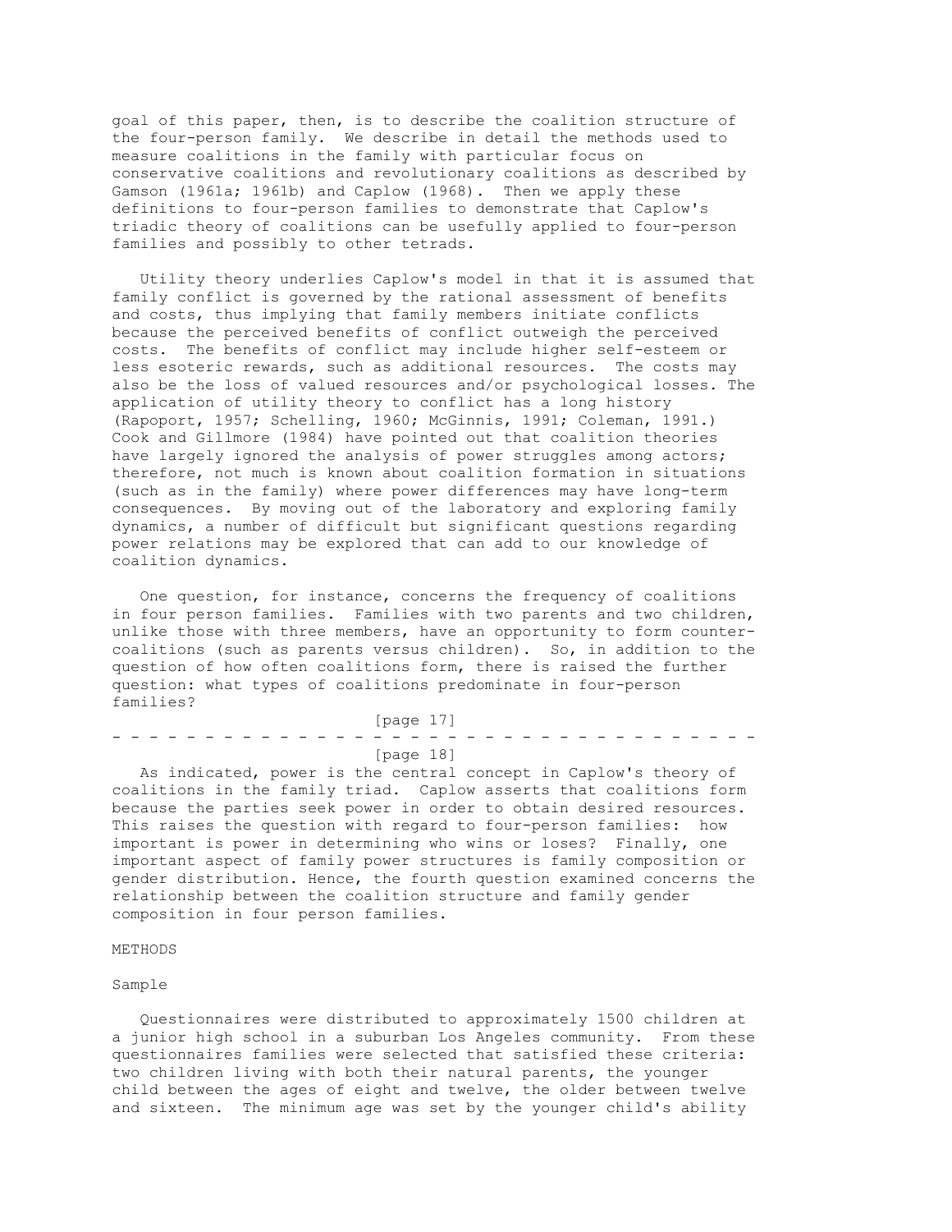goal of this paper, then, is to describe the coalition structure of the four-person family. We describe in detail the methods used to measure coalitions in the family with particular focus on conservative coalitions and revolutionary coalitions as described by Gamson (1961a; 1961b) and Caplow (1968). Then we apply these definitions to four-person families to demonstrate that Caplow's triadic theory of coalitions can be usefully applied to four-person families and possibly to other tetrads.

Utility theory underlies Caplow's model in that it is assumed that family conflict is governed by the rational assessment of benefits and costs, thus implying that family members initiate conflicts because the perceived benefits of conflict outweigh the perceived costs. The benefits of conflict may include higher self-esteem or less esoteric rewards, such as additional resources. The costs may also be the loss of valued resources and/or psychological losses. The application of utility theory to conflict has a long history (Rapoport, 1957; Schelling, 1960; McGinnis, 1991; Coleman, 1991.) Cook and Gillmore (1984) have pointed out that coalition theories have largely ignored the analysis of power struggles among actors; therefore, not much is known about coalition formation in situations (such as in the family) where power differences may have long-term consequences. By moving out of the laboratory and exploring family dynamics, a number of difficult but significant questions regarding power relations may be explored that can add to our knowledge of coalition dynamics.

One question, for instance, concerns the frequency of coalitions in four person families. Families with two parents and two children, unlike those with three members, have an opportunity to form counter-coalitions (such as parents versus children). So, in addition to the question of how often coalitions form, there is raised the further question: what types of coalitions predominate in four-person families?

As indicated, power is the central concept in Caplow's theory of coalitions in the family triad. Caplow asserts that coalitions form because the parties seek power in order to obtain desired resources. This raises the question with regard to four-person families: how important is power in determining who wins or loses? Finally, one important aspect of family power structures is family composition or gender distribution. Hence, the fourth question examined concerns the relationship between the coalition structure and family gender composition in four person families.

## METHODS

### Sample

Questionnaires were distributed to approximately 1500 children at a junior high school in a suburban Los Angeles community. From these questionnaires families were selected that satisfied these criteria: two children living with both their natural parents, the younger child between the ages of eight and twelve, the older between twelve and sixteen. The minimum age was set by the younger child's ability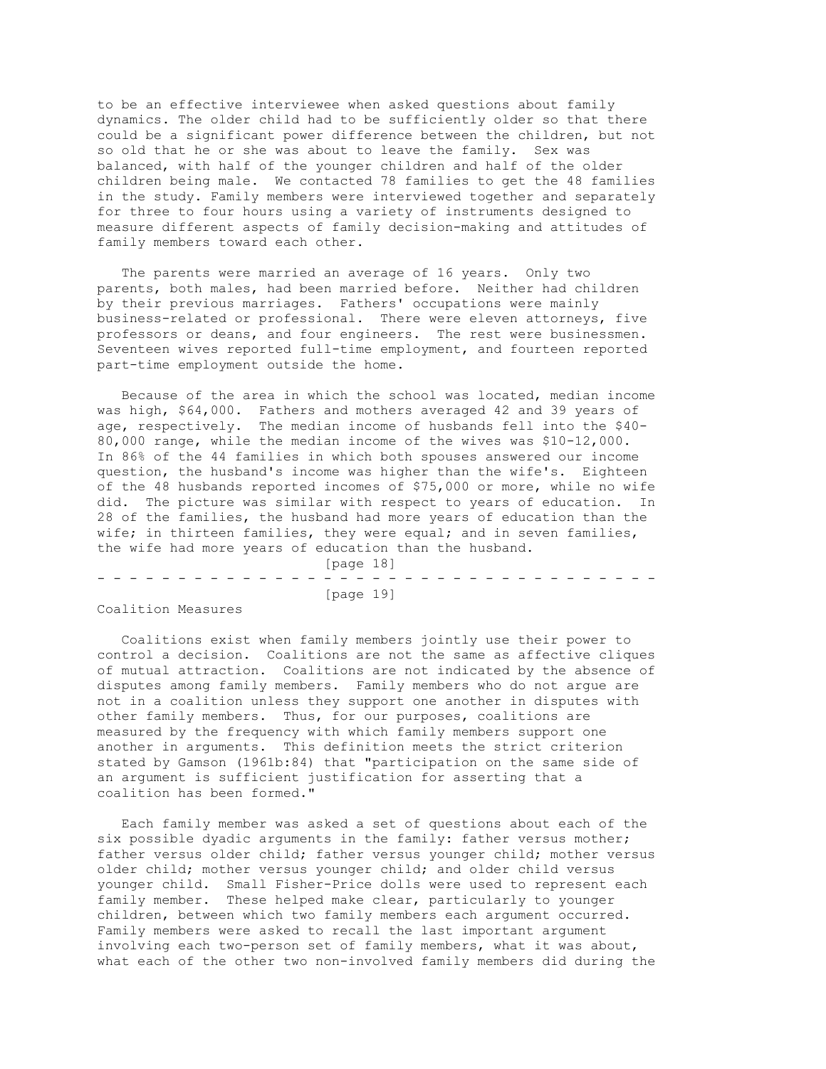to be an effective interviewee when asked questions about family dynamics. The older child had to be sufficiently older so that there could be a significant power difference between the children, but not so old that he or she was about to leave the family. Sex was balanced, with half of the younger children and half of the older children being male. We contacted 78 families to get the 48 families in the study. Family members were interviewed together and separately for three to four hours using a variety of instruments designed to measure different aspects of family decision-making and attitudes of family members toward each other.

The parents were married an average of 16 years. Only two parents, both males, had been married before. Neither had children by their previous marriages. Fathers' occupations were mainly business-related or professional. There were eleven attorneys, five professors or deans, and four engineers. The rest were businessmen. Seventeen wives reported full-time employment, and fourteen reported part-time employment outside the home.

Because of the area in which the school was located, median income was high, $64,000. Fathers and mothers averaged 42 and 39 years of age, respectively. The median income of husbands fell into the $40-80,000 range, while the median income of the wives was $10-12,000. In 86% of the 44 families in which both spouses answered our income question, the husband's income was higher than the wife's. Eighteen of the 48 husbands reported incomes of $75,000 or more, while no wife did. The picture was similar with respect to years of education. In 28 of the families, the husband had more years of education than the wife; in thirteen families, they were equal; and in seven families, the wife had more years of education than the husband.

## Coalition Measures

Coalitions exist when family members jointly use their power to control a decision. Coalitions are not the same as affective cliques of mutual attraction. Coalitions are not indicated by the absence of disputes among family members. Family members who do not argue are not in a coalition unless they support one another in disputes with other family members. Thus, for our purposes, coalitions are measured by the frequency with which family members support one another in arguments. This definition meets the strict criterion stated by Gamson (1961b:84) that "participation on the same side of an argument is sufficient justification for asserting that a coalition has been formed."

Each family member was asked a set of questions about each of the six possible dyadic arguments in the family: father versus mother; father versus older child; father versus younger child; mother versus older child; mother versus younger child; and older child versus younger child. Small Fisher-Price dolls were used to represent each family member. These helped make clear, particularly to younger children, between which two family members each argument occurred. Family members were asked to recall the last important argument involving each two-person set of family members, what it was about, what each of the other two non-involved family members did during the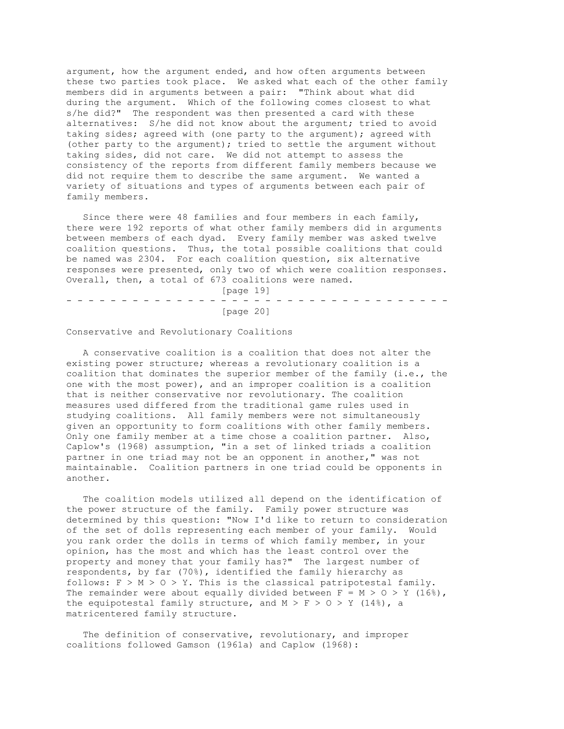argument, how the argument ended, and how often arguments between these two parties took place. We asked what each of the other family members did in arguments between a pair: "Think about what did during the argument. Which of the following comes closest to what s/he did?" The respondent was then presented a card with these alternatives: S/he did not know about the argument; tried to avoid taking sides; agreed with (one party to the argument); agreed with (other party to the argument); tried to settle the argument without taking sides, did not care. We did not attempt to assess the consistency of the reports from different family members because we did not require them to describe the same argument. We wanted a variety of situations and types of arguments between each pair of family members.

Since there were 48 families and four members in each family, there were 192 reports of what other family members did in arguments between members of each dyad. Every family member was asked twelve coalition questions. Thus, the total possible coalitions that could be named was 2304. For each coalition question, six alternative responses were presented, only two of which were coalition responses. Overall, then, a total of 673 coalitions were named.

## Conservative and Revolutionary Coalitions

A conservative coalition is a coalition that does not alter the existing power structure; whereas a revolutionary coalition is a coalition that dominates the superior member of the family (i.e., the one with the most power), and an improper coalition is a coalition that is neither conservative nor revolutionary. The coalition measures used differed from the traditional game rules used in studying coalitions. All family members were not simultaneously given an opportunity to form coalitions with other family members. Only one family member at a time chose a coalition partner. Also, Caplow's (1968) assumption, "in a set of linked triads a coalition partner in one triad may not be an opponent in another," was not maintainable. Coalition partners in one triad could be opponents in another.

The coalition models utilized all depend on the identification of the power structure of the family. Family power structure was determined by this question: "Now I'd like to return to consideration of the set of dolls representing each member of your family. Would you rank order the dolls in terms of which family member, in your opinion, has the most and which has the least control over the property and money that your family has?" The largest number of respondents, by far (70%), identified the family hierarchy as follows: F > M > O > Y. This is the classical patripotestal family. The remainder were about equally divided between F = M > O > Y (16%), the equipotestal family structure, and M > F > O > Y (14%), a matricentered family structure.

The definition of conservative, revolutionary, and improper coalitions followed Gamson (1961a) and Caplow (1968):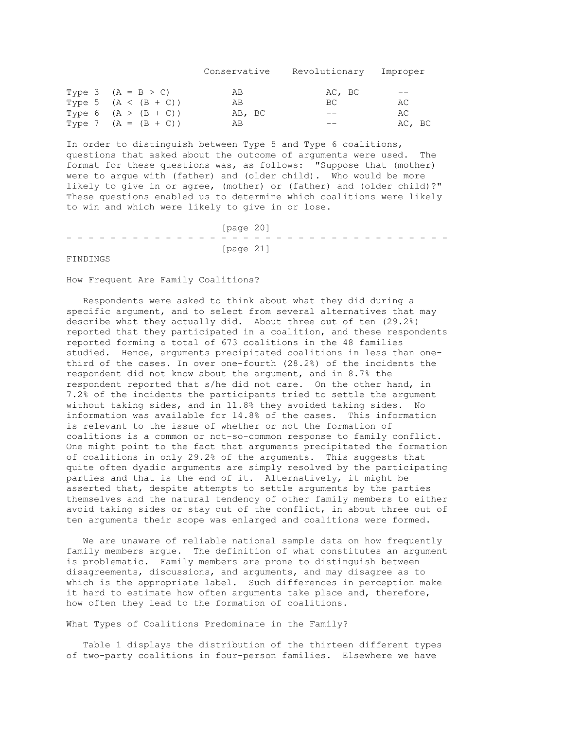| | Conservative | Revolutionary | Improper |
|---|---|---|---|
| Type 3 (A = B > C) | AB | AC, BC | -- |
| Type 5 (A < (B + C)) | AB | BC | AC |
| Type 6 (A > (B + C)) | AB, BC | -- | AC |
| Type 7 (A = (B + C)) | AB | -- | AC, BC |

In order to distinguish between Type 5 and Type 6 coalitions, questions that asked about the outcome of arguments were used. The format for these questions was, as follows: "Suppose that (mother) were to argue with (father) and (older child). Who would be more likely to give in or agree, (mother) or (father) and (older child)?" These questions enabled us to determine which coalitions were likely to win and which were likely to give in or lose.

## FINDINGS

### How Frequent Are Family Coalitions?

Respondents were asked to think about what they did during a specific argument, and to select from several alternatives that may describe what they actually did. About three out of ten (29.2%) reported that they participated in a coalition, and these respondents reported forming a total of 673 coalitions in the 48 families studied. Hence, arguments precipitated coalitions in less than one-third of the cases. In over one-fourth (28.2%) of the incidents the respondent did not know about the argument, and in 8.7% the respondent reported that s/he did not care. On the other hand, in 7.2% of the incidents the participants tried to settle the argument without taking sides, and in 11.8% they avoided taking sides. No information was available for 14.8% of the cases. This information is relevant to the issue of whether or not the formation of coalitions is a common or not-so-common response to family conflict. One might point to the fact that arguments precipitated the formation of coalitions in only 29.2% of the arguments. This suggests that quite often dyadic arguments are simply resolved by the participating parties and that is the end of it. Alternatively, it might be asserted that, despite attempts to settle arguments by the parties themselves and the natural tendency of other family members to either avoid taking sides or stay out of the conflict, in about three out of ten arguments their scope was enlarged and coalitions were formed.

We are unaware of reliable national sample data on how frequently family members argue. The definition of what constitutes an argument is problematic. Family members are prone to distinguish between disagreements, discussions, and arguments, and may disagree as to which is the appropriate label. Such differences in perception make it hard to estimate how often arguments take place and, therefore, how often they lead to the formation of coalitions.

### What Types of Coalitions Predominate in the Family?

Table 1 displays the distribution of the thirteen different types of two-party coalitions in four-person families. Elsewhere we have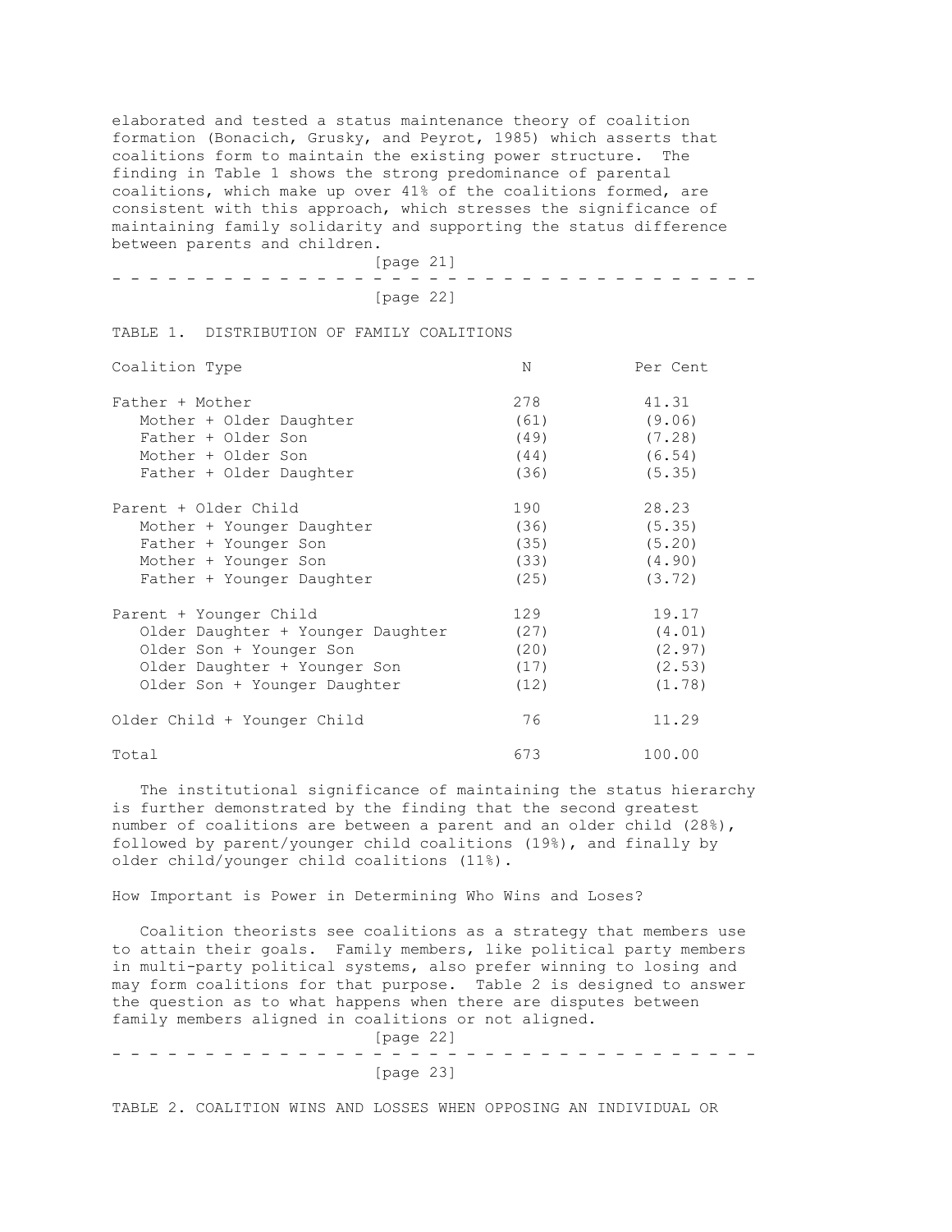elaborated and tested a status maintenance theory of coalition formation (Bonacich, Grusky, and Peyrot, 1985) which asserts that coalitions form to maintain the existing power structure. The finding in Table 1 shows the strong predominance of parental coalitions, which make up over 41% of the coalitions formed, are consistent with this approach, which stresses the significance of maintaining family solidarity and supporting the status difference between parents and children.

TABLE 1. DISTRIBUTION OF FAMILY COALITIONS

| Coalition Type | N | Per Cent |
|---|---|---|
| Father + Mother | 278 | 41.31 |
| Mother + Older Daughter | (61) | (9.06) |
| Father + Older Son | (49) | (7.28) |
| Mother + Older Son | (44) | (6.54) |
| Father + Older Daughter | (36) | (5.35) |
| Parent + Older Child | 190 | 28.23 |
| Mother + Younger Daughter | (36) | (5.35) |
| Father + Younger Son | (35) | (5.20) |
| Mother + Younger Son | (33) | (4.90) |
| Father + Younger Daughter | (25) | (3.72) |
| Parent + Younger Child | 129 | 19.17 |
| Older Daughter + Younger Daughter | (27) | (4.01) |
| Older Son + Younger Son | (20) | (2.97) |
| Older Daughter + Younger Son | (17) | (2.53) |
| Older Son + Younger Daughter | (12) | (1.78) |
| Older Child + Younger Child | 76 | 11.29 |
| Total | 673 | 100.00 |

The institutional significance of maintaining the status hierarchy is further demonstrated by the finding that the second greatest number of coalitions are between a parent and an older child (28%), followed by parent/younger child coalitions (19%), and finally by older child/younger child coalitions (11%).

## How Important is Power in Determining Who Wins and Loses?

Coalition theorists see coalitions as a strategy that members use to attain their goals. Family members, like political party members in multi-party political systems, also prefer winning to losing and may form coalitions for that purpose. Table 2 is designed to answer the question as to what happens when there are disputes between family members aligned in coalitions or not aligned.

TABLE 2. COALITION WINS AND LOSSES WHEN OPPOSING AN INDIVIDUAL OR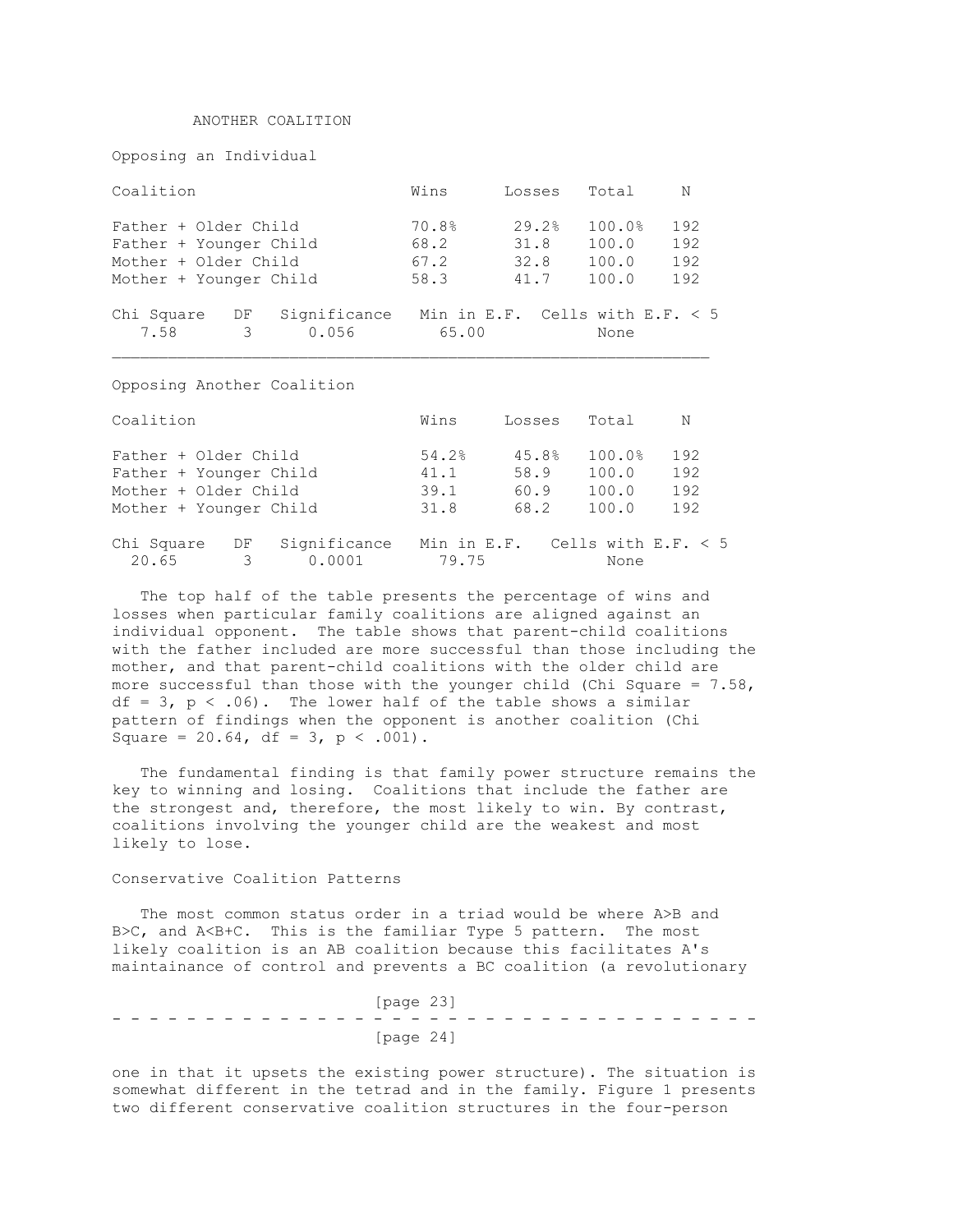ANOTHER COALITION

Opposing an Individual

| Coalition | Wins | Losses | Total | N |
|---|---|---|---|---|
| Father + Older Child | 70.8% | 29.2% | 100.0% | 192 |
| Father + Younger Child | 68.2 | 31.8 | 100.0 | 192 |
| Mother + Older Child | 67.2 | 32.8 | 100.0 | 192 |
| Mother + Younger Child | 58.3 | 41.7 | 100.0 | 192 |

| Chi Square | DF | Significance | Min in E.F. | Cells with E.F. < 5 |
|---|---|---|---|---|
| 7.58 | 3 | 0.056 | 65.00 | None |

Opposing Another Coalition

| Coalition | Wins | Losses | Total | N |
|---|---|---|---|---|
| Father + Older Child | 54.2% | 45.8% | 100.0% | 192 |
| Father + Younger Child | 41.1 | 58.9 | 100.0 | 192 |
| Mother + Older Child | 39.1 | 60.9 | 100.0 | 192 |
| Mother + Younger Child | 31.8 | 68.2 | 100.0 | 192 |

| Chi Square | DF | Significance | Min in E.F. | Cells with E.F. < 5 |
|---|---|---|---|---|
| 20.65 | 3 | 0.0001 | 79.75 | None |

The top half of the table presents the percentage of wins and losses when particular family coalitions are aligned against an individual opponent. The table shows that parent-child coalitions with the father included are more successful than those including the mother, and that parent-child coalitions with the older child are more successful than those with the younger child (Chi Square = 7.58, df = 3, $p < .06$). The lower half of the table shows a similar pattern of findings when the opponent is another coalition (Chi Square = 20.64, df = 3, $p < .001$).

The fundamental finding is that family power structure remains the key to winning and losing. Coalitions that include the father are the strongest and, therefore, the most likely to win. By contrast, coalitions involving the younger child are the weakest and most likely to lose.

Conservative Coalition Patterns

The most common status order in a triad would be where $A>B$ and $B>C$, and $A<B+C$. This is the familiar Type 5 pattern. The most likely coalition is an AB coalition because this facilitates A's maintainance of control and prevents a BC coalition (a revolutionary one in that it upsets the existing power structure). The situation is somewhat different in the tetrad and in the family. Figure 1 presents two different conservative coalition structures in the four-person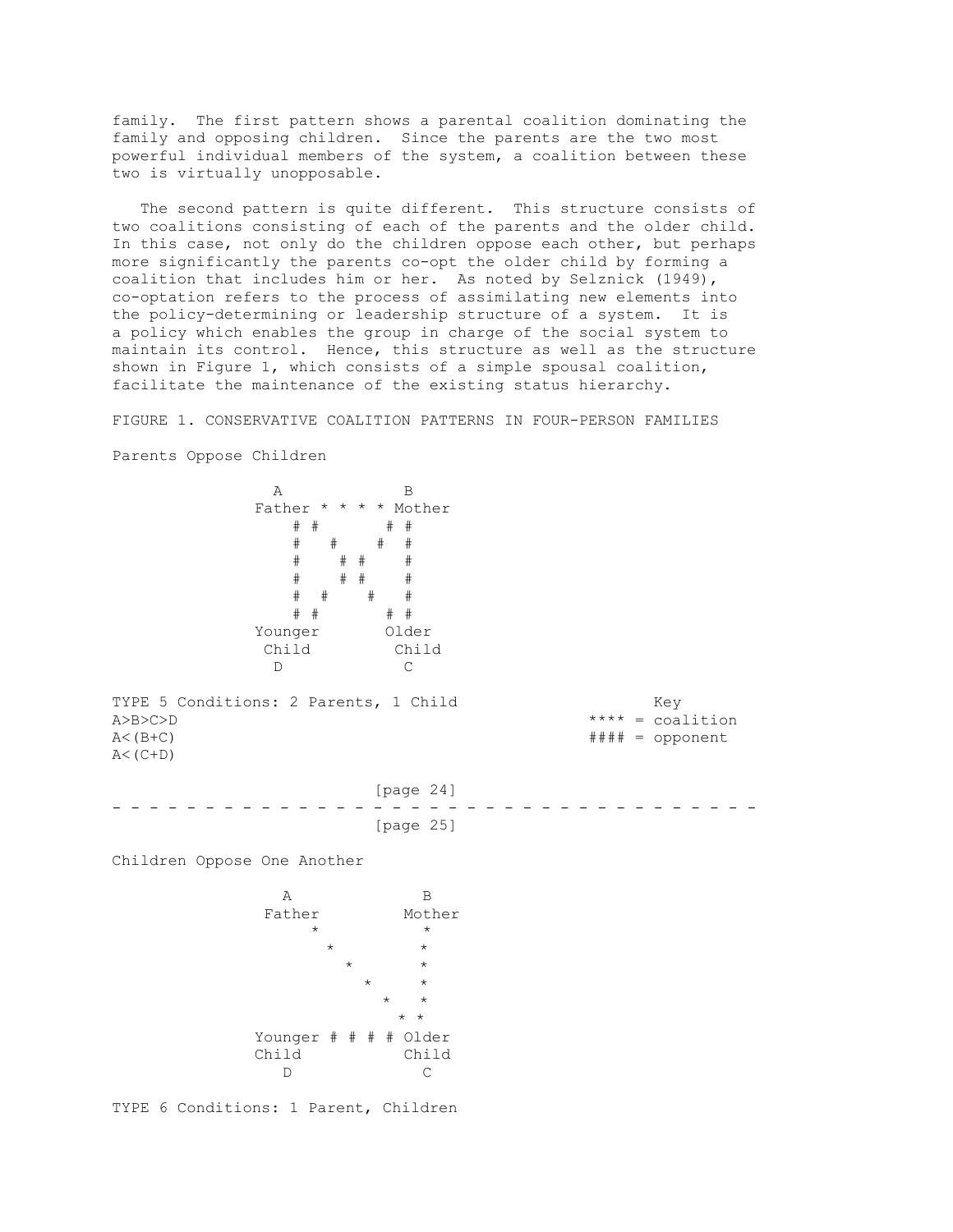family. The first pattern shows a parental coalition dominating the family and opposing children. Since the parents are the two most powerful individual members of the system, a coalition between these two is virtually unopposable.

The second pattern is quite different. This structure consists of two coalitions consisting of each of the parents and the older child. In this case, not only do the children oppose each other, but perhaps more significantly the parents co-opt the older child by forming a coalition that includes him or her. As noted by Selznick (1949), co-optation refers to the process of assimilating new elements into the policy-determining or leadership structure of a system. It is a policy which enables the group in charge of the social system to maintain its control. Hence, this structure as well as the structure shown in Figure 1, which consists of a simple spousal coalition, facilitate the maintenance of the existing status hierarchy.

FIGURE 1. CONSERVATIVE COALITION PATTERNS IN FOUR-PERSON FAMILIES

Parents Oppose Children

```
                A            B
              Father * * * * Mother
                 # #       # #
                 #   #    #  #
                 #    # #    #
                 #    # #    #
                 #  #    #   #
                 # #       # #
              Younger       Older
               Child         Child
                D             C
```

TYPE 5 Conditions: 2 Parents, 1 Child

A>B>C>D
A<(B+C)
A<(C+D)

Key
**** = coalition
#### = opponent

Children Oppose One Another

```
                 A             B
               Father         Mother
                   *            *
                     *          *
                       *        *
                         *      *
                           *    *
                             * *
              Younger # # # # Older
              Child           Child
                 D              C
```

TYPE 6 Conditions: 1 Parent, Children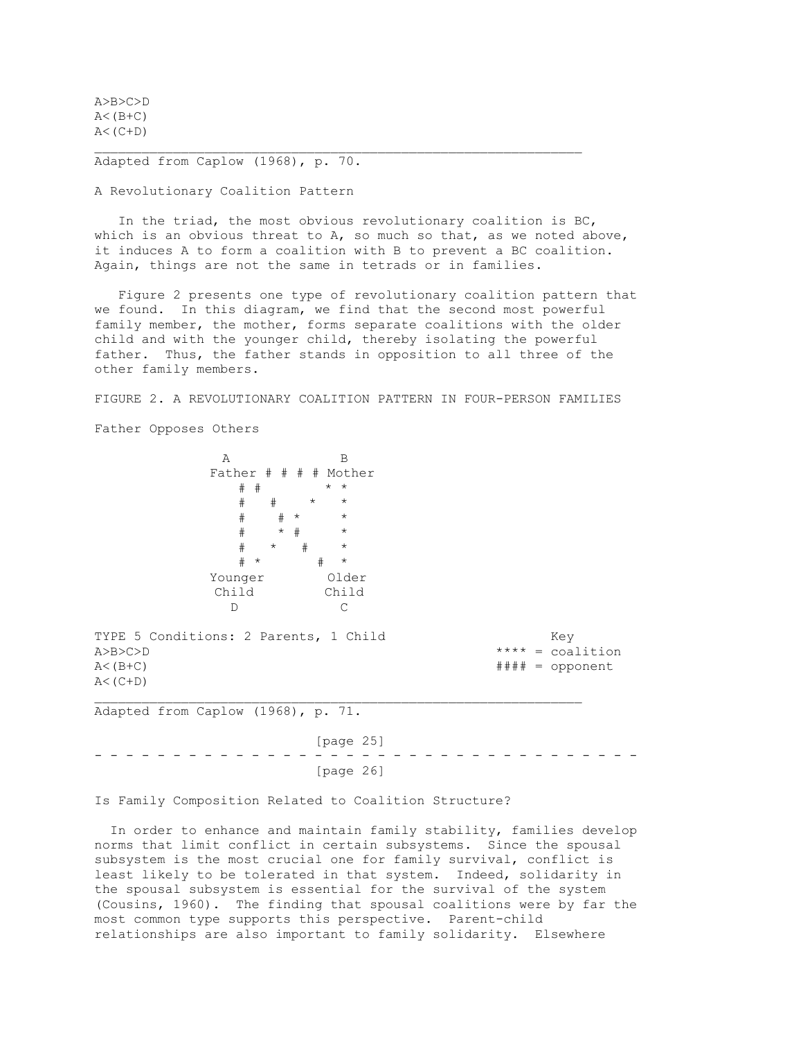A>B>C>D
A<(B+C)
A<(C+D)

Adapted from Caplow (1968), p. 70.

A Revolutionary Coalition Pattern

In the triad, the most obvious revolutionary coalition is BC, which is an obvious threat to A, so much so that, as we noted above, it induces A to form a coalition with B to prevent a BC coalition. Again, things are not the same in tetrads or in families.

Figure 2 presents one type of revolutionary coalition pattern that we found. In this diagram, we find that the second most powerful family member, the mother, forms separate coalitions with the older child and with the younger child, thereby isolating the powerful father. Thus, the father stands in opposition to all three of the other family members.

FIGURE 2. A REVOLUTIONARY COALITION PATTERN IN FOUR-PERSON FAMILIES

Father Opposes Others

```
          A              B
        Father # # # # Mother
           # #         * *
           #   #     *   *
           #     # *     *
           #     * #     *
           #   *     #   *
           # *         # *
        Younger        Older
         Child         Child
           D             C
```

TYPE 5 Conditions: 2 Parents, 1 Child

A>B>C>D
A<(B+C)
A<(C+D)

Key
**** = coalition
#### = opponent

Adapted from Caplow (1968), p. 71.

Is Family Composition Related to Coalition Structure?

In order to enhance and maintain family stability, families develop norms that limit conflict in certain subsystems. Since the spousal subsystem is the most crucial one for family survival, conflict is least likely to be tolerated in that system. Indeed, solidarity in the spousal subsystem is essential for the survival of the system (Cousins, 1960). The finding that spousal coalitions were by far the most common type supports this perspective. Parent-child relationships are also important to family solidarity. Elsewhere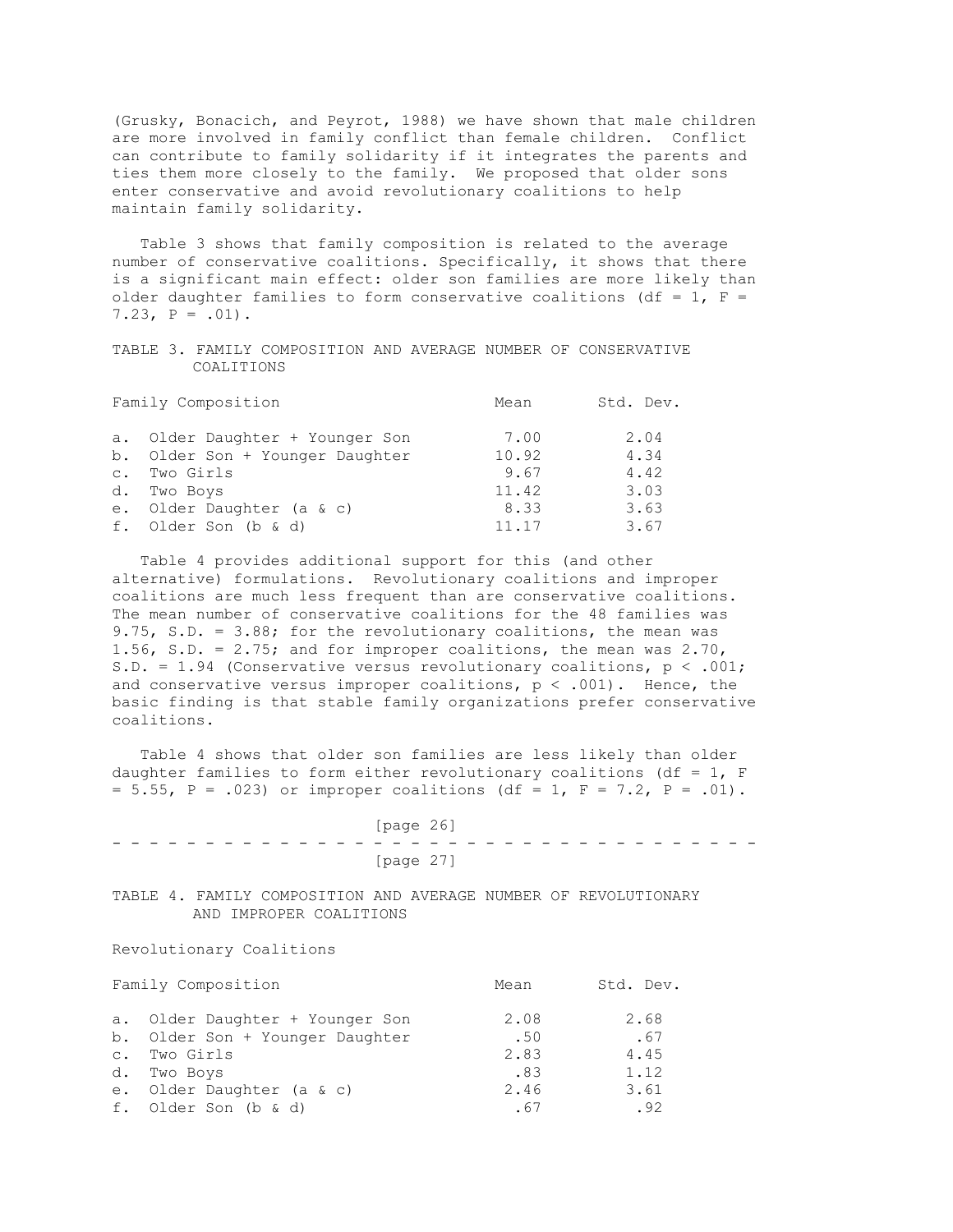(Grusky, Bonacich, and Peyrot, 1988) we have shown that male children are more involved in family conflict than female children. Conflict can contribute to family solidarity if it integrates the parents and ties them more closely to the family. We proposed that older sons enter conservative and avoid revolutionary coalitions to help maintain family solidarity.

Table 3 shows that family composition is related to the average number of conservative coalitions. Specifically, it shows that there is a significant main effect: older son families are more likely than older daughter families to form conservative coalitions (df = 1, F = 7.23, P = .01).

TABLE 3. FAMILY COMPOSITION AND AVERAGE NUMBER OF CONSERVATIVE COALITIONS

| Family Composition | Mean | Std. Dev. |
|---|---|---|
| a. Older Daughter + Younger Son | 7.00 | 2.04 |
| b. Older Son + Younger Daughter | 10.92 | 4.34 |
| c. Two Girls | 9.67 | 4.42 |
| d. Two Boys | 11.42 | 3.03 |
| e. Older Daughter (a & c) | 8.33 | 3.63 |
| f. Older Son (b & d) | 11.17 | 3.67 |

Table 4 provides additional support for this (and other alternative) formulations. Revolutionary coalitions and improper coalitions are much less frequent than are conservative coalitions. The mean number of conservative coalitions for the 48 families was 9.75, S.D. = 3.88; for the revolutionary coalitions, the mean was 1.56, S.D. = 2.75; and for improper coalitions, the mean was 2.70, S.D. = 1.94 (Conservative versus revolutionary coalitions, p < .001; and conservative versus improper coalitions, p < .001). Hence, the basic finding is that stable family organizations prefer conservative coalitions.

Table 4 shows that older son families are less likely than older daughter families to form either revolutionary coalitions (df = 1, F = 5.55, P = .023) or improper coalitions (df = 1, F = 7.2, P = .01).

TABLE 4. FAMILY COMPOSITION AND AVERAGE NUMBER OF REVOLUTIONARY AND IMPROPER COALITIONS

Revolutionary Coalitions

| Family Composition | Mean | Std. Dev. |
|---|---|---|
| a. Older Daughter + Younger Son | 2.08 | 2.68 |
| b. Older Son + Younger Daughter | .50 | .67 |
| c. Two Girls | 2.83 | 4.45 |
| d. Two Boys | .83 | 1.12 |
| e. Older Daughter (a & c) | 2.46 | 3.61 |
| f. Older Son (b & d) | .67 | .92 |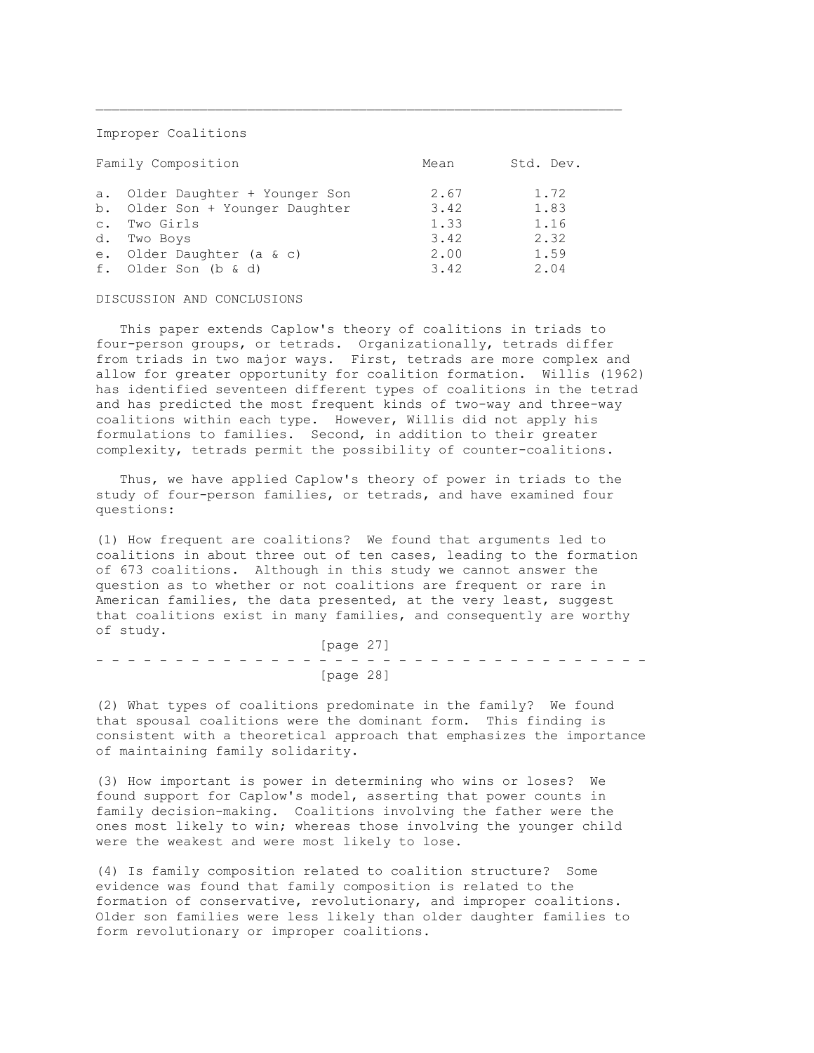Improper Coalitions

| Family Composition | Mean | Std. Dev. |
|---|---|---|
| a. Older Daughter + Younger Son | 2.67 | 1.72 |
| b. Older Son + Younger Daughter | 3.42 | 1.83 |
| c. Two Girls | 1.33 | 1.16 |
| d. Two Boys | 3.42 | 2.32 |
| e. Older Daughter (a & c) | 2.00 | 1.59 |
| f. Older Son (b & d) | 3.42 | 2.04 |

## DISCUSSION AND CONCLUSIONS

This paper extends Caplow's theory of coalitions in triads to four-person groups, or tetrads. Organizationally, tetrads differ from triads in two major ways. First, tetrads are more complex and allow for greater opportunity for coalition formation. Willis (1962) has identified seventeen different types of coalitions in the tetrad and has predicted the most frequent kinds of two-way and three-way coalitions within each type. However, Willis did not apply his formulations to families. Second, in addition to their greater complexity, tetrads permit the possibility of counter-coalitions.

Thus, we have applied Caplow's theory of power in triads to the study of four-person families, or tetrads, and have examined four questions:

(1) How frequent are coalitions? We found that arguments led to coalitions in about three out of ten cases, leading to the formation of 673 coalitions. Although in this study we cannot answer the question as to whether or not coalitions are frequent or rare in American families, the data presented, at the very least, suggest that coalitions exist in many families, and consequently are worthy of study.

(2) What types of coalitions predominate in the family? We found that spousal coalitions were the dominant form. This finding is consistent with a theoretical approach that emphasizes the importance of maintaining family solidarity.

(3) How important is power in determining who wins or loses? We found support for Caplow's model, asserting that power counts in family decision-making. Coalitions involving the father were the ones most likely to win; whereas those involving the younger child were the weakest and were most likely to lose.

(4) Is family composition related to coalition structure? Some evidence was found that family composition is related to the formation of conservative, revolutionary, and improper coalitions. Older son families were less likely than older daughter families to form revolutionary or improper coalitions.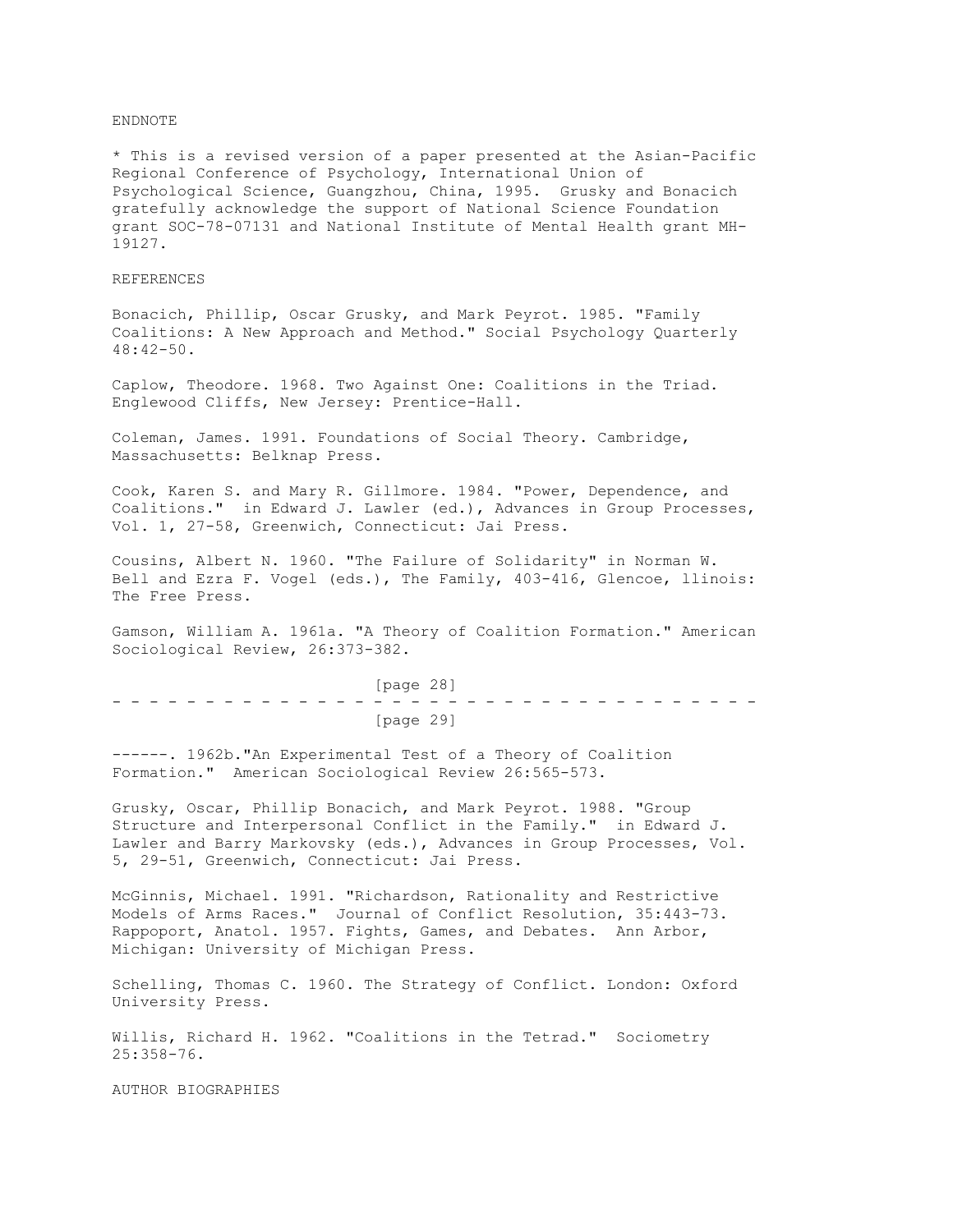## ENDNOTE

* This is a revised version of a paper presented at the Asian-Pacific Regional Conference of Psychology, International Union of Psychological Science, Guangzhou, China, 1995. Grusky and Bonacich gratefully acknowledge the support of National Science Foundation grant SOC-78-07131 and National Institute of Mental Health grant MH-19127.

## REFERENCES

Bonacich, Phillip, Oscar Grusky, and Mark Peyrot. 1985. "Family Coalitions: A New Approach and Method." Social Psychology Quarterly 48:42-50.

Caplow, Theodore. 1968. Two Against One: Coalitions in the Triad. Englewood Cliffs, New Jersey: Prentice-Hall.

Coleman, James. 1991. Foundations of Social Theory. Cambridge, Massachusetts: Belknap Press.

Cook, Karen S. and Mary R. Gillmore. 1984. "Power, Dependence, and Coalitions." in Edward J. Lawler (ed.), Advances in Group Processes, Vol. 1, 27-58, Greenwich, Connecticut: Jai Press.

Cousins, Albert N. 1960. "The Failure of Solidarity" in Norman W. Bell and Ezra F. Vogel (eds.), The Family, 403-416, Glencoe, llinois: The Free Press.

Gamson, William A. 1961a. "A Theory of Coalition Formation." American Sociological Review, 26:373-382.

------. 1962b."An Experimental Test of a Theory of Coalition Formation." American Sociological Review 26:565-573.

Grusky, Oscar, Phillip Bonacich, and Mark Peyrot. 1988. "Group Structure and Interpersonal Conflict in the Family." in Edward J. Lawler and Barry Markovsky (eds.), Advances in Group Processes, Vol. 5, 29-51, Greenwich, Connecticut: Jai Press.

McGinnis, Michael. 1991. "Richardson, Rationality and Restrictive Models of Arms Races." Journal of Conflict Resolution, 35:443-73.
Rappoport, Anatol. 1957. Fights, Games, and Debates. Ann Arbor, Michigan: University of Michigan Press.

Schelling, Thomas C. 1960. The Strategy of Conflict. London: Oxford University Press.

Willis, Richard H. 1962. "Coalitions in the Tetrad." Sociometry 25:358-76.

## AUTHOR BIOGRAPHIES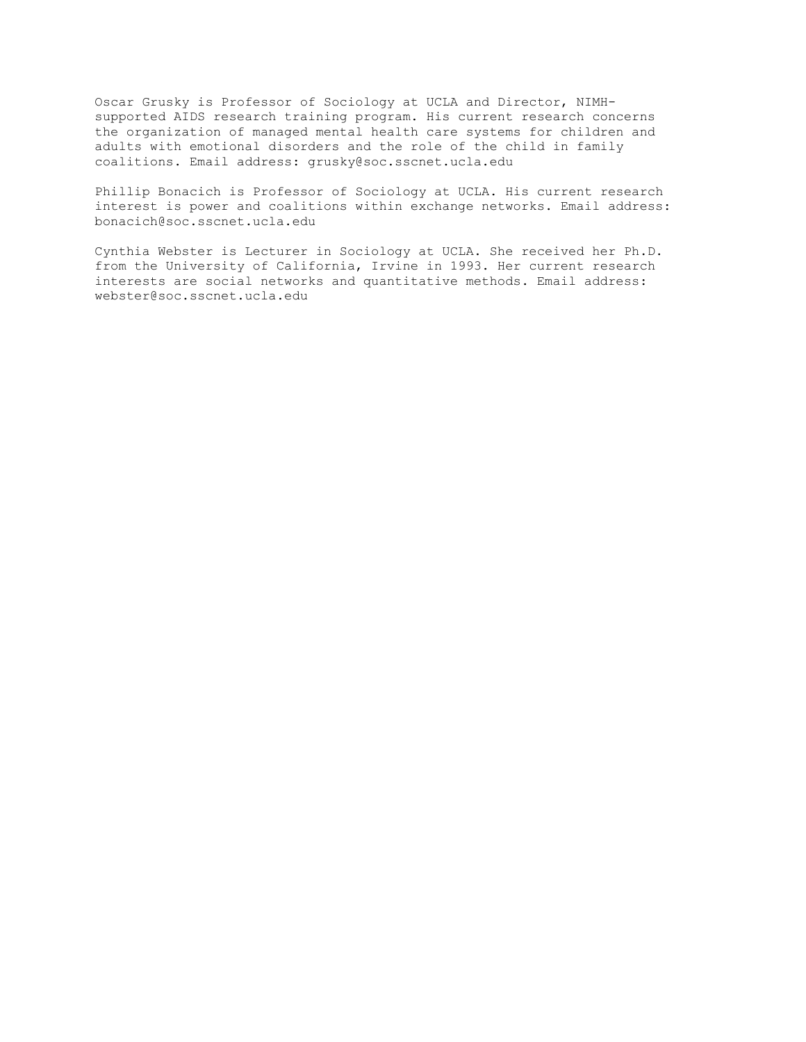Oscar Grusky is Professor of Sociology at UCLA and Director, NIMH-supported AIDS research training program. His current research concerns the organization of managed mental health care systems for children and adults with emotional disorders and the role of the child in family coalitions. Email address: grusky@soc.sscnet.ucla.edu

Phillip Bonacich is Professor of Sociology at UCLA. His current research interest is power and coalitions within exchange networks. Email address: bonacich@soc.sscnet.ucla.edu

Cynthia Webster is Lecturer in Sociology at UCLA. She received her Ph.D. from the University of California, Irvine in 1993. Her current research interests are social networks and quantitative methods. Email address: webster@soc.sscnet.ucla.edu